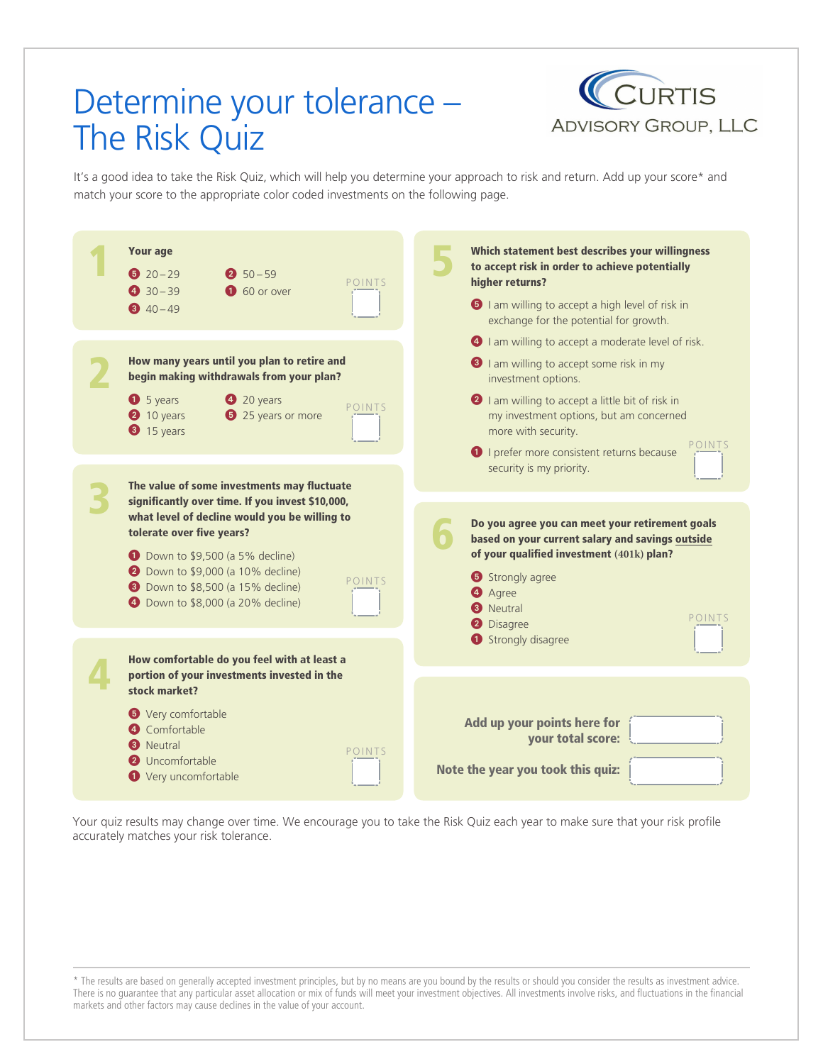# Determine your tolerance – The Risk Quiz

CURTIS ADVISORY GROUP, LLC

It's a good idea to take the Risk Quiz, which will help you determine your approach to risk and return. Add up your score* and match your score to the appropriate color coded investments on the following page.

## 1

**Your age**

- (5) 20 – 29
- (4) 30 – 39
- (3) 40 – 49
- (2) 50 – 59
- (1) 60 or over

POINTS

## 2

**How many years until you plan to retire and begin making withdrawals from your plan?**

- (1) 5 years
- (2) 10 years
- (3) 15 years
- (4) 20 years
- (5) 25 years or more

POINTS

## 3

**The value of some investments may fluctuate significantly over time. If you invest $10,000, what level of decline would you be willing to tolerate over five years?**

- (1) Down to $9,500 (a 5% decline)
- (2) Down to $9,000 (a 10% decline)
- (3) Down to $8,500 (a 15% decline)
- (4) Down to $8,000 (a 20% decline)

POINTS

## 4

**How comfortable do you feel with at least a portion of your investments invested in the stock market?**

- (5) Very comfortable
- (4) Comfortable
- (3) Neutral
- (2) Uncomfortable
- (1) Very uncomfortable

POINTS

## 5

**Which statement best describes your willingness to accept risk in order to achieve potentially higher returns?**

- (5) I am willing to accept a high level of risk in exchange for the potential for growth.
- (4) I am willing to accept a moderate level of risk.
- (3) I am willing to accept some risk in my investment options.
- (2) I am willing to accept a little bit of risk in my investment options, but am concerned more with security.
- (1) I prefer more consistent returns because security is my priority.

POINTS

## 6

**Do you agree you can meet your retirement goals based on your current salary and savings outside of your qualified investment (401k) plan?**

- (5) Strongly agree
- (4) Agree
- (3) Neutral
- (2) Disagree
- (1) Strongly disagree

POINTS

**Add up your points here for your total score:**

**Note the year you took this quiz:**

Your quiz results may change over time. We encourage you to take the Risk Quiz each year to make sure that your risk profile accurately matches your risk tolerance.

* The results are based on generally accepted investment principles, but by no means are you bound by the results or should you consider the results as investment advice. There is no guarantee that any particular asset allocation or mix of funds will meet your investment objectives. All investments involve risks, and fluctuations in the financial markets and other factors may cause declines in the value of your account.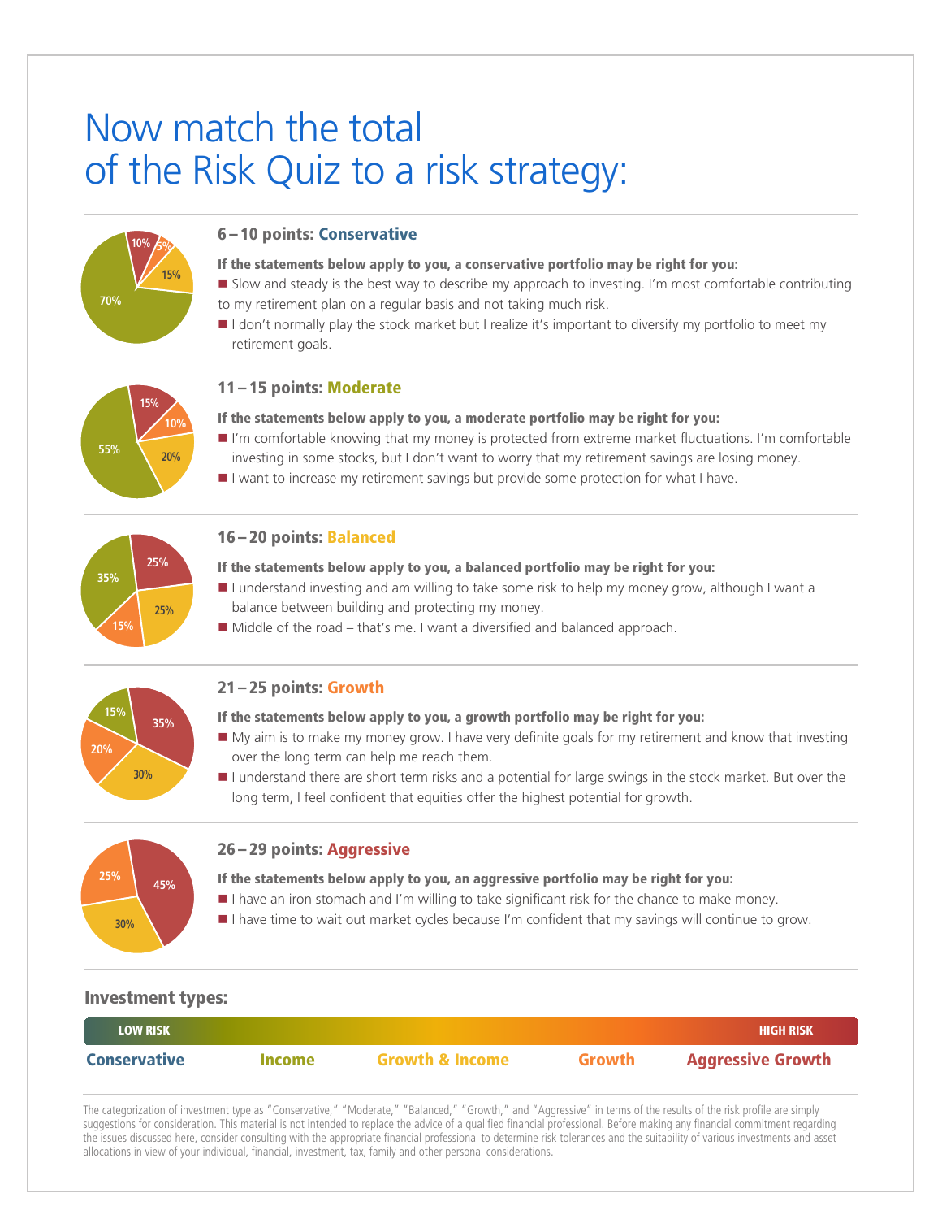# Now match the total of the Risk Quiz to a risk strategy:

10%
5%
15%
70%

## 6 – 10 points: Conservative

**If the statements below apply to you, a conservative portfolio may be right for you:**

- Slow and steady is the best way to describe my approach to investing. I'm most comfortable contributing to my retirement plan on a regular basis and not taking much risk.
- I don't normally play the stock market but I realize it's important to diversify my portfolio to meet my retirement goals.

15%
10%
20%
55%

## 11 – 15 points: Moderate

**If the statements below apply to you, a moderate portfolio may be right for you:**

- I'm comfortable knowing that my money is protected from extreme market fluctuations. I'm comfortable investing in some stocks, but I don't want to worry that my retirement savings are losing money.
- I want to increase my retirement savings but provide some protection for what I have.

25%
25%
15%
35%

## 16 – 20 points: Balanced

**If the statements below apply to you, a balanced portfolio may be right for you:**

- I understand investing and am willing to take some risk to help my money grow, although I want a balance between building and protecting my money.
- Middle of the road – that's me. I want a diversified and balanced approach.

15%
35%
20%
30%

## 21 – 25 points: Growth

**If the statements below apply to you, a growth portfolio may be right for you:**

- My aim is to make my money grow. I have very definite goals for my retirement and know that investing over the long term can help me reach them.
- I understand there are short term risks and a potential for large swings in the stock market. But over the long term, I feel confident that equities offer the highest potential for growth.

25%
45%
30%

## 26 – 29 points: Aggressive

**If the statements below apply to you, an aggressive portfolio may be right for you:**

- I have an iron stomach and I'm willing to take significant risk for the chance to make money.
- I have time to wait out market cycles because I'm confident that my savings will continue to grow.

## Investment types:

LOW RISK
HIGH RISK

Conservative
Income
Growth & Income
Growth
Aggressive Growth

The categorization of investment type as "Conservative," "Moderate," "Balanced," "Growth," and "Aggressive" in terms of the results of the risk profile are simply suggestions for consideration. This material is not intended to replace the advice of a qualified financial professional. Before making any financial commitment regarding the issues discussed here, consider consulting with the appropriate financial professional to determine risk tolerances and the suitability of various investments and asset allocations in view of your individual, financial, investment, tax, family and other personal considerations.